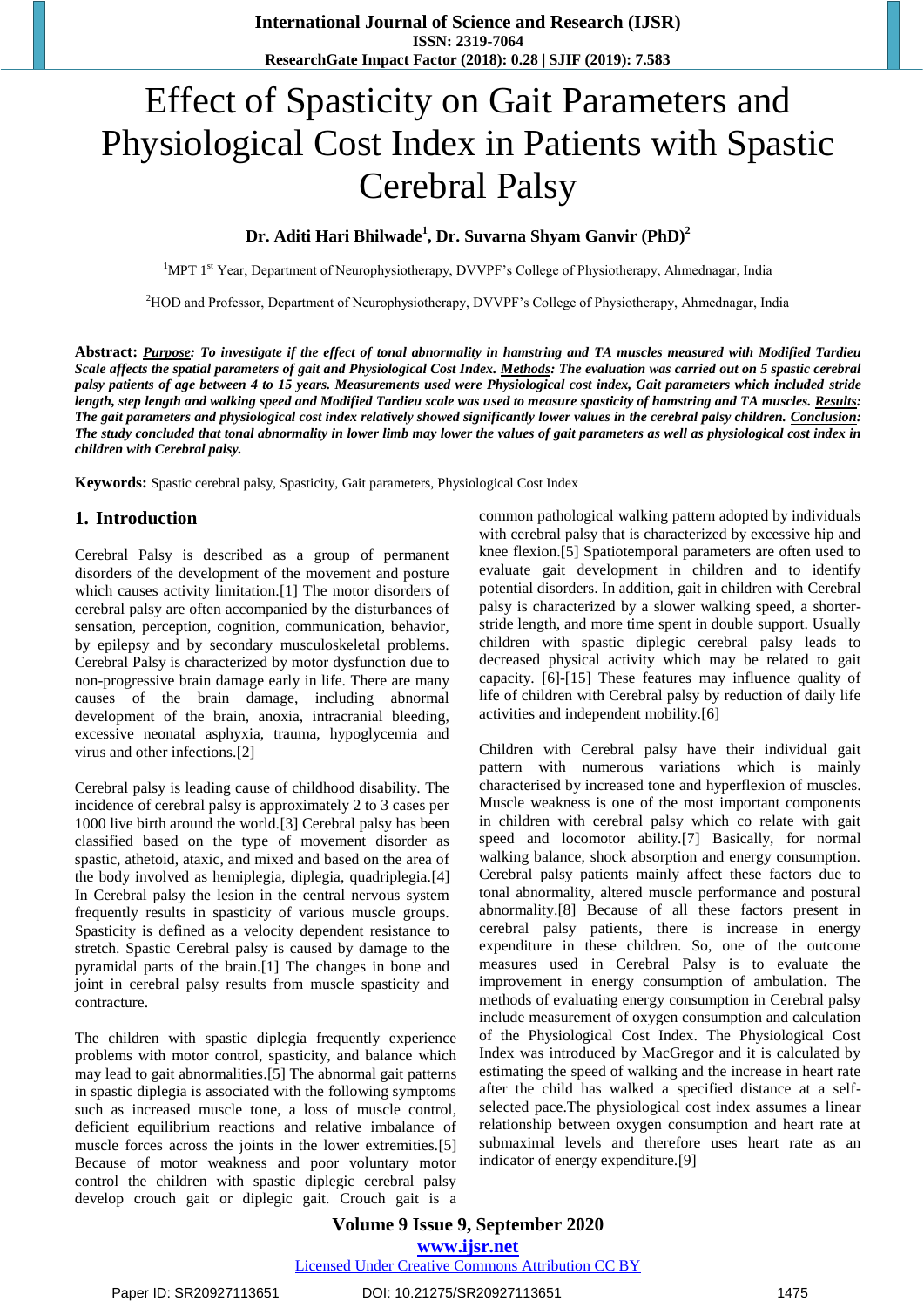# Effect of Spasticity on Gait Parameters and Physiological Cost Index in Patients with Spastic Cerebral Palsy

**Dr. Aditi Hari Bhilwade[1], Dr. Suvarna Shyam Ganvir (PhD)[2]**

[1]MPT 1st Year, Department of Neurophysiotherapy, DVVPF's College of Physiotherapy, Ahmednagar, India

[2]HOD and Professor, Department of Neurophysiotherapy, DVVPF's College of Physiotherapy, Ahmednagar, India

**Abstract:** ***Purpose:*** ***To investigate if the effect of tonal abnormality in hamstring and TA muscles measured with Modified Tardieu Scale affects the spatial parameters of gait and Physiological Cost Index.*** ***Methods:*** ***The evaluation was carried out on 5 spastic cerebral palsy patients of age between 4 to 15 years. Measurements used were Physiological cost index, Gait parameters which included stride length, step length and walking speed and Modified Tardieu scale was used to measure spasticity of hamstring and TA muscles.*** ***Results:*** ***The gait parameters and physiological cost index relatively showed significantly lower values in the cerebral palsy children.*** ***Conclusion:*** ***The study concluded that tonal abnormality in lower limb may lower the values of gait parameters as well as physiological cost index in children with Cerebral palsy.***

**Keywords:** Spastic cerebral palsy, Spasticity, Gait parameters, Physiological Cost Index

## 1. Introduction

Cerebral Palsy is described as a group of permanent disorders of the development of the movement and posture which causes activity limitation.[1] The motor disorders of cerebral palsy are often accompanied by the disturbances of sensation, perception, cognition, communication, behavior, by epilepsy and by secondary musculoskeletal problems. Cerebral Palsy is characterized by motor dysfunction due to non-progressive brain damage early in life. There are many causes of the brain damage, including abnormal development of the brain, anoxia, intracranial bleeding, excessive neonatal asphyxia, trauma, hypoglycemia and virus and other infections.[2]

Cerebral palsy is leading cause of childhood disability. The incidence of cerebral palsy is approximately 2 to 3 cases per 1000 live birth around the world.[3] Cerebral palsy has been classified based on the type of movement disorder as spastic, athetoid, ataxic, and mixed and based on the area of the body involved as hemiplegia, diplegia, quadriplegia.[4] In Cerebral palsy the lesion in the central nervous system frequently results in spasticity of various muscle groups. Spasticity is defined as a velocity dependent resistance to stretch. Spastic Cerebral palsy is caused by damage to the pyramidal parts of the brain.[1] The changes in bone and joint in cerebral palsy results from muscle spasticity and contracture.

The children with spastic diplegia frequently experience problems with motor control, spasticity, and balance which may lead to gait abnormalities.[5] The abnormal gait patterns in spastic diplegia is associated with the following symptoms such as increased muscle tone, a loss of muscle control, deficient equilibrium reactions and relative imbalance of muscle forces across the joints in the lower extremities.[5] Because of motor weakness and poor voluntary motor control the children with spastic diplegic cerebral palsy develop crouch gait or diplegic gait. Crouch gait is a common pathological walking pattern adopted by individuals with cerebral palsy that is characterized by excessive hip and knee flexion.[5] Spatiotemporal parameters are often used to evaluate gait development in children and to identify potential disorders. In addition, gait in children with Cerebral palsy is characterized by a slower walking speed, a shorter-stride length, and more time spent in double support. Usually children with spastic diplegic cerebral palsy leads to decreased physical activity which may be related to gait capacity. [6]-[15] These features may influence quality of life of children with Cerebral palsy by reduction of daily life activities and independent mobility.[6]

Children with Cerebral palsy have their individual gait pattern with numerous variations which is mainly characterised by increased tone and hyperflexion of muscles. Muscle weakness is one of the most important components in children with cerebral palsy which co relate with gait speed and locomotor ability.[7] Basically, for normal walking balance, shock absorption and energy consumption. Cerebral palsy patients mainly affect these factors due to tonal abnormality, altered muscle performance and postural abnormality.[8] Because of all these factors present in cerebral palsy patients, there is increase in energy expenditure in these children. So, one of the outcome measures used in Cerebral Palsy is to evaluate the improvement in energy consumption of ambulation. The methods of evaluating energy consumption in Cerebral palsy include measurement of oxygen consumption and calculation of the Physiological Cost Index. The Physiological Cost Index was introduced by MacGregor and it is calculated by estimating the speed of walking and the increase in heart rate after the child has walked a specified distance at a self-selected pace.The physiological cost index assumes a linear relationship between oxygen consumption and heart rate at submaximal levels and therefore uses heart rate as an indicator of energy expenditure.[9]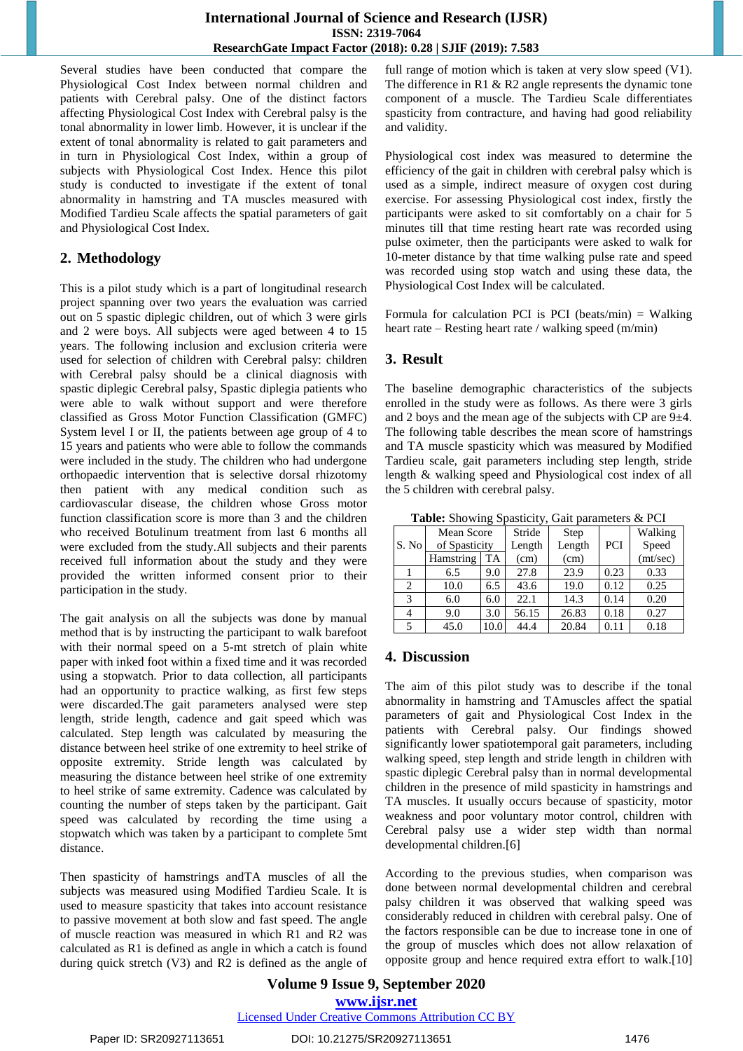Several studies have been conducted that compare the Physiological Cost Index between normal children and patients with Cerebral palsy. One of the distinct factors affecting Physiological Cost Index with Cerebral palsy is the tonal abnormality in lower limb. However, it is unclear if the extent of tonal abnormality is related to gait parameters and in turn in Physiological Cost Index, within a group of subjects with Physiological Cost Index. Hence this pilot study is conducted to investigate if the extent of tonal abnormality in hamstring and TA muscles measured with Modified Tardieu Scale affects the spatial parameters of gait and Physiological Cost Index.

## 2. Methodology

This is a pilot study which is a part of longitudinal research project spanning over two years the evaluation was carried out on 5 spastic diplegic children, out of which 3 were girls and 2 were boys. All subjects were aged between 4 to 15 years. The following inclusion and exclusion criteria were used for selection of children with Cerebral palsy: children with Cerebral palsy should be a clinical diagnosis with spastic diplegic Cerebral palsy, Spastic diplegia patients who were able to walk without support and were therefore classified as Gross Motor Function Classification (GMFC) System level I or II, the patients between age group of 4 to 15 years and patients who were able to follow the commands were included in the study. The children who had undergone orthopaedic intervention that is selective dorsal rhizotomy then patient with any medical condition such as cardiovascular disease, the children whose Gross motor function classification score is more than 3 and the children who received Botulinum treatment from last 6 months all were excluded from the study.All subjects and their parents received full information about the study and they were provided the written informed consent prior to their participation in the study.

The gait analysis on all the subjects was done by manual method that is by instructing the participant to walk barefoot with their normal speed on a 5-mt stretch of plain white paper with inked foot within a fixed time and it was recorded using a stopwatch. Prior to data collection, all participants had an opportunity to practice walking, as first few steps were discarded.The gait parameters analysed were step length, stride length, cadence and gait speed which was calculated. Step length was calculated by measuring the distance between heel strike of one extremity to heel strike of opposite extremity. Stride length was calculated by measuring the distance between heel strike of one extremity to heel strike of same extremity. Cadence was calculated by counting the number of steps taken by the participant. Gait speed was calculated by recording the time using a stopwatch which was taken by a participant to complete 5mt distance.

Then spasticity of hamstrings andTA muscles of all the subjects was measured using Modified Tardieu Scale. It is used to measure spasticity that takes into account resistance to passive movement at both slow and fast speed. The angle of muscle reaction was measured in which R1 and R2 was calculated as R1 is defined as angle in which a catch is found during quick stretch (V3) and R2 is defined as the angle of full range of motion which is taken at very slow speed (V1). The difference in R1 & R2 angle represents the dynamic tone component of a muscle. The Tardieu Scale differentiates spasticity from contracture, and having had good reliability and validity.

Physiological cost index was measured to determine the efficiency of the gait in children with cerebral palsy which is used as a simple, indirect measure of oxygen cost during exercise. For assessing Physiological cost index, firstly the participants were asked to sit comfortably on a chair for 5 minutes till that time resting heart rate was recorded using pulse oximeter, then the participants were asked to walk for 10-meter distance by that time walking pulse rate and speed was recorded using stop watch and using these data, the Physiological Cost Index will be calculated.

Formula for calculation PCI is PCI (beats/min) = Walking heart rate – Resting heart rate / walking speed (m/min)

## 3. Result

The baseline demographic characteristics of the subjects enrolled in the study were as follows. As there were 3 girls and 2 boys and the mean age of the subjects with CP are 9±4. The following table describes the mean score of hamstrings and TA muscle spasticity which was measured by Modified Tardieu scale, gait parameters including step length, stride length & walking speed and Physiological cost index of all the 5 children with cerebral palsy.

**Table:** Showing Spasticity, Gait parameters & PCI

| S. No | Mean Score of Spasticity | | Stride Length (cm) | Step Length (cm) | PCI | Walking Speed (mt/sec) |
|---|---|---|---|---|---|---|
| | Hamstring | TA | | | | |
| 1 | 6.5 | 9.0 | 27.8 | 23.9 | 0.23 | 0.33 |
| 2 | 10.0 | 6.5 | 43.6 | 19.0 | 0.12 | 0.25 |
| 3 | 6.0 | 6.0 | 22.1 | 14.3 | 0.14 | 0.20 |
| 4 | 9.0 | 3.0 | 56.15 | 26.83 | 0.18 | 0.27 |
| 5 | 45.0 | 10.0 | 44.4 | 20.84 | 0.11 | 0.18 |

## 4. Discussion

The aim of this pilot study was to describe if the tonal abnormality in hamstring and TAmuscles affect the spatial parameters of gait and Physiological Cost Index in the patients with Cerebral palsy. Our findings showed significantly lower spatiotemporal gait parameters, including walking speed, step length and stride length in children with spastic diplegic Cerebral palsy than in normal developmental children in the presence of mild spasticity in hamstrings and TA muscles. It usually occurs because of spasticity, motor weakness and poor voluntary motor control, children with Cerebral palsy use a wider step width than normal developmental children.[6]

According to the previous studies, when comparison was done between normal developmental children and cerebral palsy children it was observed that walking speed was considerably reduced in children with cerebral palsy. One of the factors responsible can be due to increase tone in one of the group of muscles which does not allow relaxation of opposite group and hence required extra effort to walk.[10]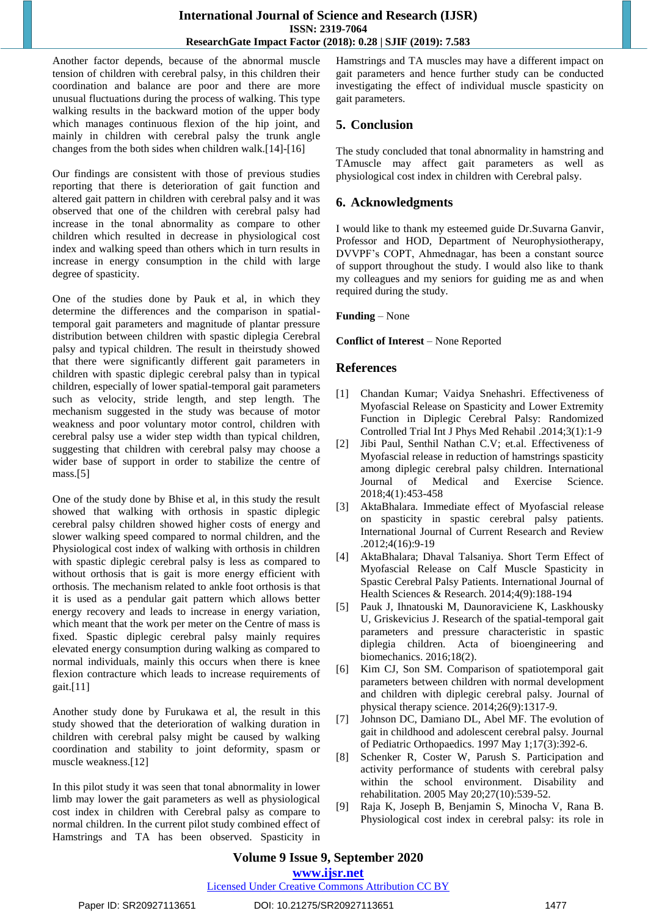Another factor depends, because of the abnormal muscle tension of children with cerebral palsy, in this children their coordination and balance are poor and there are more unusual fluctuations during the process of walking. This type walking results in the backward motion of the upper body which manages continuous flexion of the hip joint, and mainly in children with cerebral palsy the trunk angle changes from the both sides when children walk.[14]-[16]

Our findings are consistent with those of previous studies reporting that there is deterioration of gait function and altered gait pattern in children with cerebral palsy and it was observed that one of the children with cerebral palsy had increase in the tonal abnormality as compare to other children which resulted in decrease in physiological cost index and walking speed than others which in turn results in increase in energy consumption in the child with large degree of spasticity.

One of the studies done by Pauk et al, in which they determine the differences and the comparison in spatial-temporal gait parameters and magnitude of plantar pressure distribution between children with spastic diplegia Cerebral palsy and typical children. The result in theirstudy showed that there were significantly different gait parameters in children with spastic diplegic cerebral palsy than in typical children, especially of lower spatial-temporal gait parameters such as velocity, stride length, and step length. The mechanism suggested in the study was because of motor weakness and poor voluntary motor control, children with cerebral palsy use a wider step width than typical children, suggesting that children with cerebral palsy may choose a wider base of support in order to stabilize the centre of mass.[5]

One of the study done by Bhise et al, in this study the result showed that walking with orthosis in spastic diplegic cerebral palsy children showed higher costs of energy and slower walking speed compared to normal children, and the Physiological cost index of walking with orthosis in children with spastic diplegic cerebral palsy is less as compared to without orthosis that is gait is more energy efficient with orthosis. The mechanism related to ankle foot orthosis is that it is used as a pendular gait pattern which allows better energy recovery and leads to increase in energy variation, which meant that the work per meter on the Centre of mass is fixed. Spastic diplegic cerebral palsy mainly requires elevated energy consumption during walking as compared to normal individuals, mainly this occurs when there is knee flexion contracture which leads to increase requirements of gait.[11]

Another study done by Furukawa et al, the result in this study showed that the deterioration of walking duration in children with cerebral palsy might be caused by walking coordination and stability to joint deformity, spasm or muscle weakness.[12]

In this pilot study it was seen that tonal abnormality in lower limb may lower the gait parameters as well as physiological cost index in children with Cerebral palsy as compare to normal children. In the current pilot study combined effect of Hamstrings and TA has been observed. Spasticity in Hamstrings and TA muscles may have a different impact on gait parameters and hence further study can be conducted investigating the effect of individual muscle spasticity on gait parameters.

## 5. Conclusion

The study concluded that tonal abnormality in hamstring and TAmuscle may affect gait parameters as well as physiological cost index in children with Cerebral palsy.

## 6. Acknowledgments

I would like to thank my esteemed guide Dr.Suvarna Ganvir, Professor and HOD, Department of Neurophysiotherapy, DVVPF's COPT, Ahmednagar, has been a constant source of support throughout the study. I would also like to thank my colleagues and my seniors for guiding me as and when required during the study.

**Funding** – None

**Conflict of Interest** – None Reported

## References

[1] Chandan Kumar; Vaidya Snehashri. Effectiveness of Myofascial Release on Spasticity and Lower Extremity Function in Diplegic Cerebral Palsy: Randomized Controlled Trial Int J Phys Med Rehabil .2014;3(1):1-9

[2] Jibi Paul, Senthil Nathan C.V; et.al. Effectiveness of Myofascial release in reduction of hamstrings spasticity among diplegic cerebral palsy children. International Journal of Medical and Exercise Science. 2018;4(1):453-458

[3] AktaBhalara. Immediate effect of Myofascial release on spasticity in spastic cerebral palsy patients. International Journal of Current Research and Review .2012;4(16):9-19

[4] AktaBhalara; Dhaval Talsaniya. Short Term Effect of Myofascial Release on Calf Muscle Spasticity in Spastic Cerebral Palsy Patients. International Journal of Health Sciences & Research. 2014;4(9):188-194

[5] Pauk J, Ihnatouski M, Daunoraviciene K, Laskhousky U, Griskevicius J. Research of the spatial-temporal gait parameters and pressure characteristic in spastic diplegia children. Acta of bioengineering and biomechanics. 2016;18(2).

[6] Kim CJ, Son SM. Comparison of spatiotemporal gait parameters between children with normal development and children with diplegic cerebral palsy. Journal of physical therapy science. 2014;26(9):1317-9.

[7] Johnson DC, Damiano DL, Abel MF. The evolution of gait in childhood and adolescent cerebral palsy. Journal of Pediatric Orthopaedics. 1997 May 1;17(3):392-6.

[8] Schenker R, Coster W, Parush S. Participation and activity performance of students with cerebral palsy within the school environment. Disability and rehabilitation. 2005 May 20;27(10):539-52.

[9] Raja K, Joseph B, Benjamin S, Minocha V, Rana B. Physiological cost index in cerebral palsy: its role in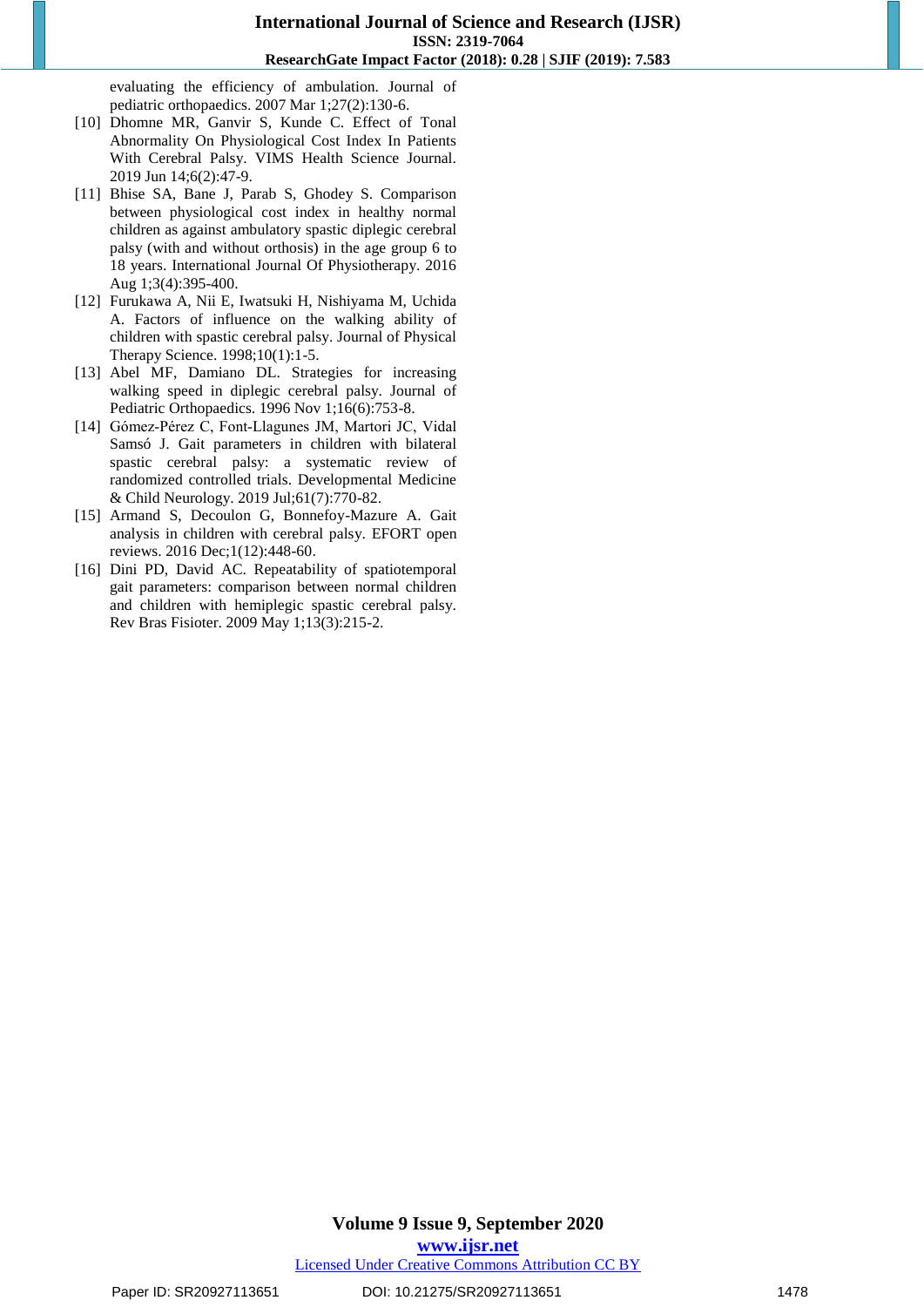evaluating the efficiency of ambulation. Journal of pediatric orthopaedics. 2007 Mar 1;27(2):130-6.

[10] Dhomne MR, Ganvir S, Kunde C. Effect of Tonal Abnormality On Physiological Cost Index In Patients With Cerebral Palsy. VIMS Health Science Journal. 2019 Jun 14;6(2):47-9.

[11] Bhise SA, Bane J, Parab S, Ghodey S. Comparison between physiological cost index in healthy normal children as against ambulatory spastic diplegic cerebral palsy (with and without orthosis) in the age group 6 to 18 years. International Journal Of Physiotherapy. 2016 Aug 1;3(4):395-400.

[12] Furukawa A, Nii E, Iwatsuki H, Nishiyama M, Uchida A. Factors of influence on the walking ability of children with spastic cerebral palsy. Journal of Physical Therapy Science. 1998;10(1):1-5.

[13] Abel MF, Damiano DL. Strategies for increasing walking speed in diplegic cerebral palsy. Journal of Pediatric Orthopaedics. 1996 Nov 1;16(6):753-8.

[14] Gómez-Pérez C, Font-Llagunes JM, Martori JC, Vidal Samsó J. Gait parameters in children with bilateral spastic cerebral palsy: a systematic review of randomized controlled trials. Developmental Medicine & Child Neurology. 2019 Jul;61(7):770-82.

[15] Armand S, Decoulon G, Bonnefoy-Mazure A. Gait analysis in children with cerebral palsy. EFORT open reviews. 2016 Dec;1(12):448-60.

[16] Dini PD, David AC. Repeatability of spatiotemporal gait parameters: comparison between normal children and children with hemiplegic spastic cerebral palsy. Rev Bras Fisioter. 2009 May 1;13(3):215-2.